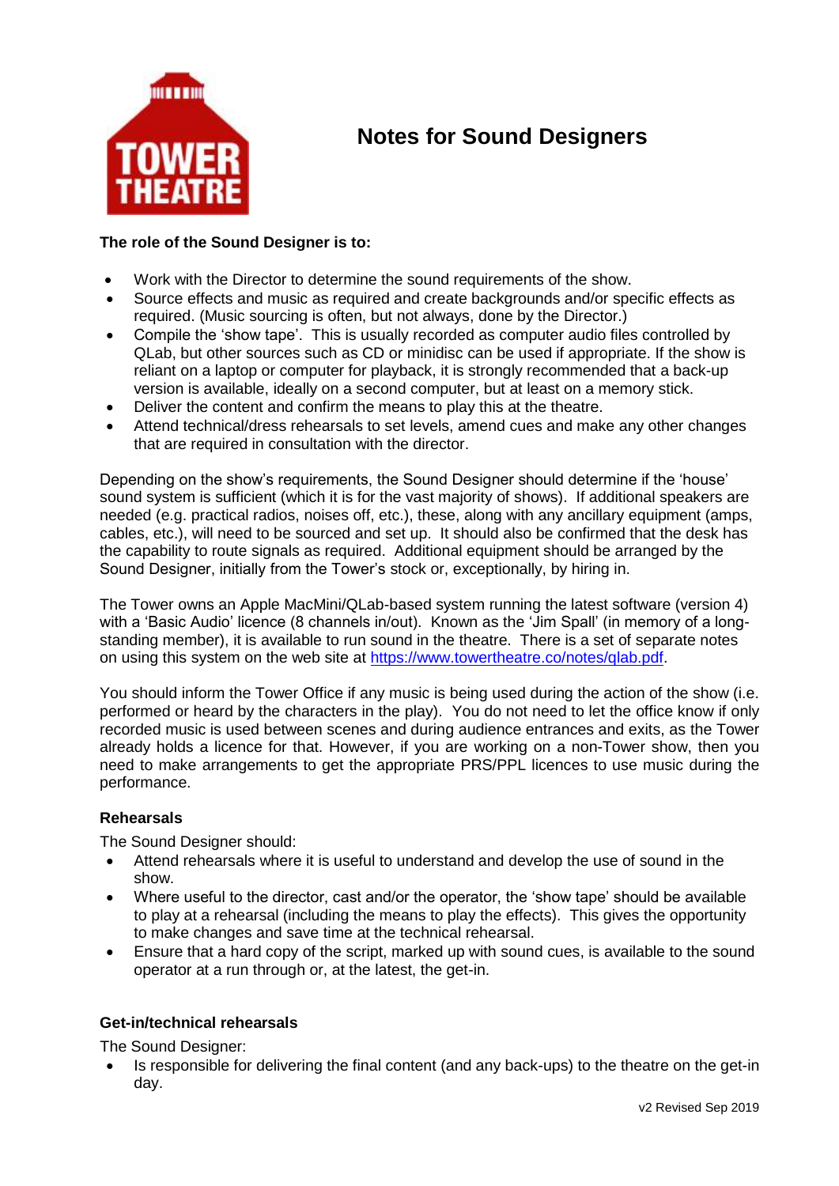# Notes for Sound Designers

**The role of the Sound Designer is to:**

- Work with the Director to determine the sound requirements of the show.
- Source effects and music as required and create backgrounds and/or specific effects as required. (Music sourcing is often, but not always, done by the Director.)
- Compile the 'show tape'. This is usually recorded as computer audio files controlled by QLab, but other sources such as CD or minidisc can be used if appropriate. If the show is reliant on a laptop or computer for playback, it is strongly recommended that a back-up version is available, ideally on a second computer, but at least on a memory stick.
- Deliver the content and confirm the means to play this at the theatre.
- Attend technical/dress rehearsals to set levels, amend cues and make any other changes that are required in consultation with the director.

Depending on the show's requirements, the Sound Designer should determine if the 'house' sound system is sufficient (which it is for the vast majority of shows). If additional speakers are needed (e.g. practical radios, noises off, etc.), these, along with any ancillary equipment (amps, cables, etc.), will need to be sourced and set up. It should also be confirmed that the desk has the capability to route signals as required. Additional equipment should be arranged by the Sound Designer, initially from the Tower's stock or, exceptionally, by hiring in.

The Tower owns an Apple MacMini/QLab-based system running the latest software (version 4) with a 'Basic Audio' licence (8 channels in/out). Known as the 'Jim Spall' (in memory of a long-standing member), it is available to run sound in the theatre. There is a set of separate notes on using this system on the web site at https://www.towertheatre.co/notes/qlab.pdf.

You should inform the Tower Office if any music is being used during the action of the show (i.e. performed or heard by the characters in the play). You do not need to let the office know if only recorded music is used between scenes and during audience entrances and exits, as the Tower already holds a licence for that. However, if you are working on a non-Tower show, then you need to make arrangements to get the appropriate PRS/PPL licences to use music during the performance.

### Rehearsals

The Sound Designer should:

- Attend rehearsals where it is useful to understand and develop the use of sound in the show.
- Where useful to the director, cast and/or the operator, the 'show tape' should be available to play at a rehearsal (including the means to play the effects). This gives the opportunity to make changes and save time at the technical rehearsal.
- Ensure that a hard copy of the script, marked up with sound cues, is available to the sound operator at a run through or, at the latest, the get-in.

### Get-in/technical rehearsals

The Sound Designer:

- Is responsible for delivering the final content (and any back-ups) to the theatre on the get-in day.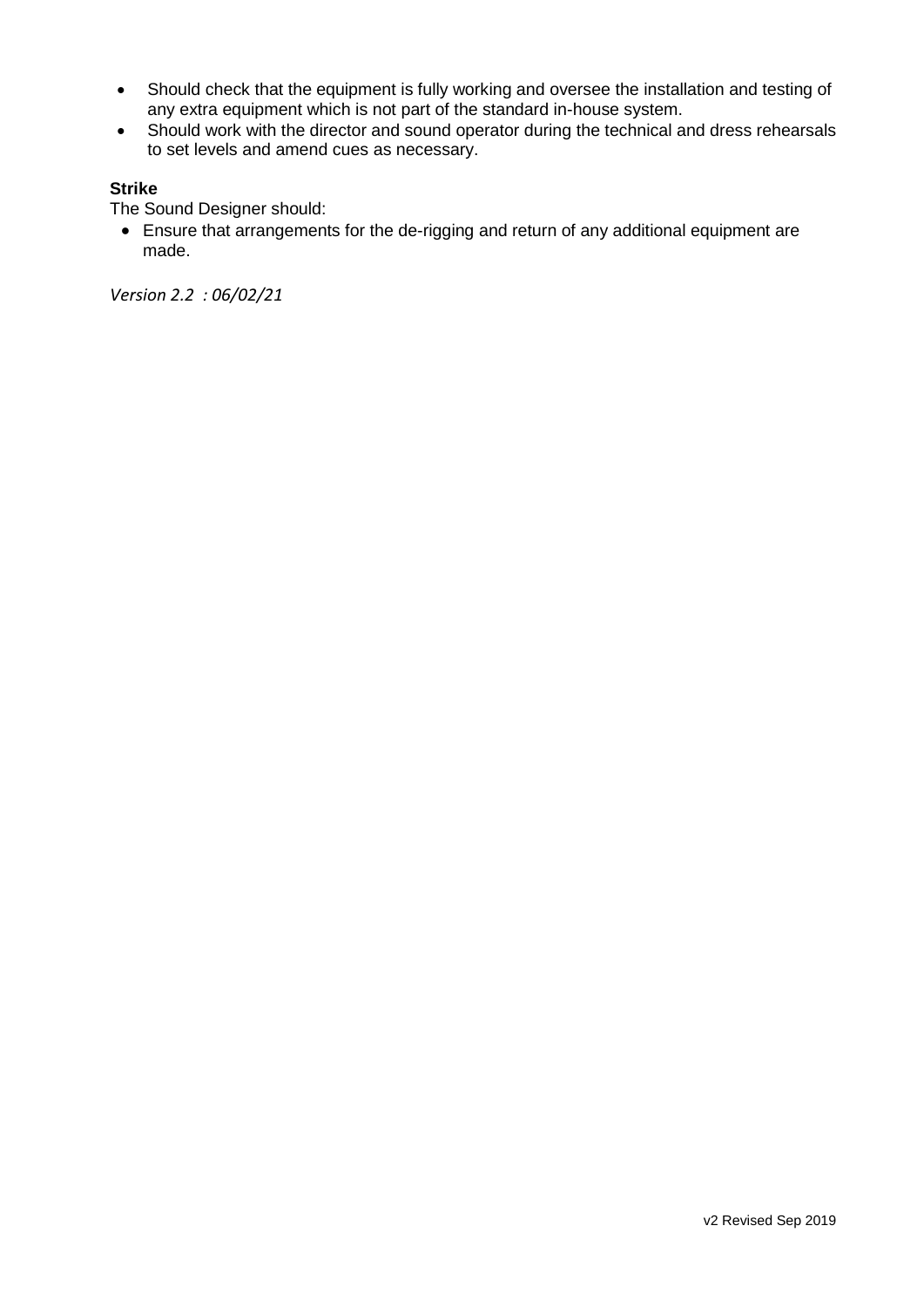- Should check that the equipment is fully working and oversee the installation and testing of any extra equipment which is not part of the standard in-house system.
- Should work with the director and sound operator during the technical and dress rehearsals to set levels and amend cues as necessary.

**Strike**

The Sound Designer should:

- Ensure that arrangements for the de-rigging and return of any additional equipment are made.

*Version 2.2 : 06/02/21*